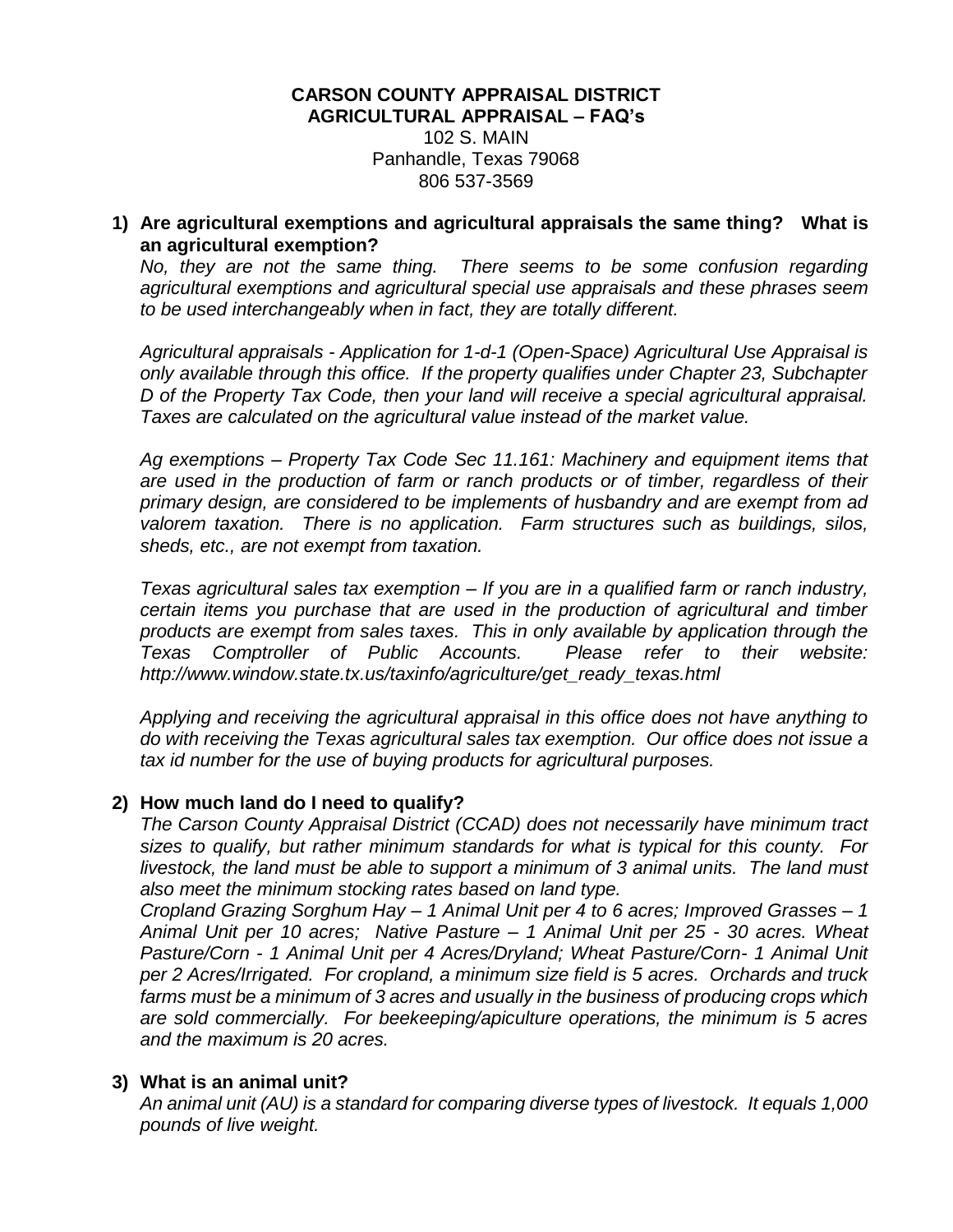**CARSON COUNTY APPRAISAL DISTRICT**
**AGRICULTURAL APPRAISAL – FAQ's**
102 S. MAIN
Panhandle, Texas 79068
806 537-3569

1) **Are agricultural exemptions and agricultural appraisals the same thing? What is an agricultural exemption?**

   *No, they are not the same thing. There seems to be some confusion regarding agricultural exemptions and agricultural special use appraisals and these phrases seem to be used interchangeably when in fact, they are totally different.*

   *Agricultural appraisals - Application for 1-d-1 (Open-Space) Agricultural Use Appraisal is only available through this office. If the property qualifies under Chapter 23, Subchapter D of the Property Tax Code, then your land will receive a special agricultural appraisal. Taxes are calculated on the agricultural value instead of the market value.*

   *Ag exemptions – Property Tax Code Sec 11.161: Machinery and equipment items that are used in the production of farm or ranch products or of timber, regardless of their primary design, are considered to be implements of husbandry and are exempt from ad valorem taxation. There is no application. Farm structures such as buildings, silos, sheds, etc., are not exempt from taxation.*

   *Texas agricultural sales tax exemption – If you are in a qualified farm or ranch industry, certain items you purchase that are used in the production of agricultural and timber products are exempt from sales taxes. This in only available by application through the Texas Comptroller of Public Accounts. Please refer to their website: http://www.window.state.tx.us/taxinfo/agriculture/get_ready_texas.html*

   *Applying and receiving the agricultural appraisal in this office does not have anything to do with receiving the Texas agricultural sales tax exemption. Our office does not issue a tax id number for the use of buying products for agricultural purposes.*

2) **How much land do I need to qualify?**

   *The Carson County Appraisal District (CCAD) does not necessarily have minimum tract sizes to qualify, but rather minimum standards for what is typical for this county. For livestock, the land must be able to support a minimum of 3 animal units. The land must also meet the minimum stocking rates based on land type.*

   *Cropland Grazing Sorghum Hay – 1 Animal Unit per 4 to 6 acres; Improved Grasses – 1 Animal Unit per 10 acres; Native Pasture – 1 Animal Unit per 25 - 30 acres. Wheat Pasture/Corn - 1 Animal Unit per 4 Acres/Dryland; Wheat Pasture/Corn- 1 Animal Unit per 2 Acres/Irrigated. For cropland, a minimum size field is 5 acres. Orchards and truck farms must be a minimum of 3 acres and usually in the business of producing crops which are sold commercially. For beekeeping/apiculture operations, the minimum is 5 acres and the maximum is 20 acres.*

3) **What is an animal unit?**

   *An animal unit (AU) is a standard for comparing diverse types of livestock. It equals 1,000 pounds of live weight.*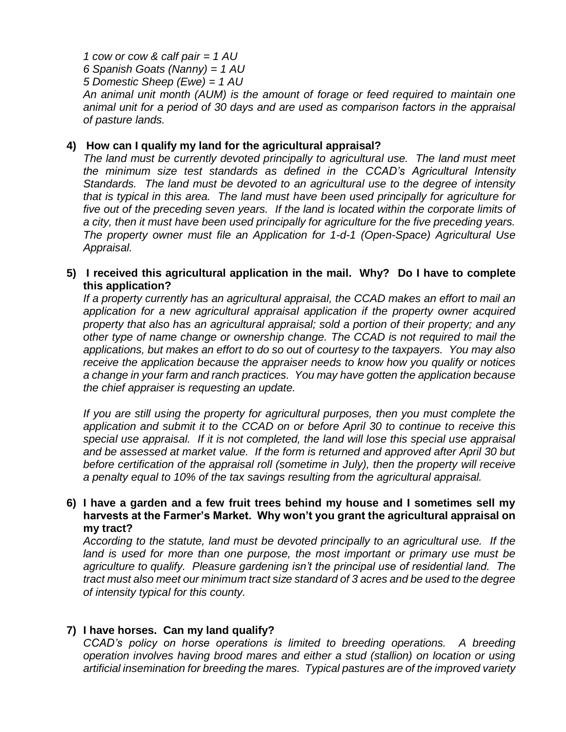*1 cow or cow & calf pair = 1 AU*
*6 Spanish Goats (Nanny) = 1 AU*
*5 Domestic Sheep (Ewe) = 1 AU*
*An animal unit month (AUM) is the amount of forage or feed required to maintain one animal unit for a period of 30 days and are used as comparison factors in the appraisal of pasture lands.*

**4) How can I qualify my land for the agricultural appraisal?**
*The land must be currently devoted principally to agricultural use. The land must meet the minimum size test standards as defined in the CCAD's Agricultural Intensity Standards. The land must be devoted to an agricultural use to the degree of intensity that is typical in this area. The land must have been used principally for agriculture for five out of the preceding seven years. If the land is located within the corporate limits of a city, then it must have been used principally for agriculture for the five preceding years. The property owner must file an Application for 1-d-1 (Open-Space) Agricultural Use Appraisal.*

**5) I received this agricultural application in the mail. Why? Do I have to complete this application?**
*If a property currently has an agricultural appraisal, the CCAD makes an effort to mail an application for a new agricultural appraisal application if the property owner acquired property that also has an agricultural appraisal; sold a portion of their property; and any other type of name change or ownership change. The CCAD is not required to mail the applications, but makes an effort to do so out of courtesy to the taxpayers. You may also receive the application because the appraiser needs to know how you qualify or notices a change in your farm and ranch practices. You may have gotten the application because the chief appraiser is requesting an update.*

*If you are still using the property for agricultural purposes, then you must complete the application and submit it to the CCAD on or before April 30 to continue to receive this special use appraisal. If it is not completed, the land will lose this special use appraisal and be assessed at market value. If the form is returned and approved after April 30 but before certification of the appraisal roll (sometime in July), then the property will receive a penalty equal to 10% of the tax savings resulting from the agricultural appraisal.*

**6) I have a garden and a few fruit trees behind my house and I sometimes sell my harvests at the Farmer's Market. Why won't you grant the agricultural appraisal on my tract?**
*According to the statute, land must be devoted principally to an agricultural use. If the land is used for more than one purpose, the most important or primary use must be agriculture to qualify. Pleasure gardening isn't the principal use of residential land. The tract must also meet our minimum tract size standard of 3 acres and be used to the degree of intensity typical for this county.*

**7) I have horses. Can my land qualify?**
*CCAD's policy on horse operations is limited to breeding operations. A breeding operation involves having brood mares and either a stud (stallion) on location or using artificial insemination for breeding the mares. Typical pastures are of the improved variety*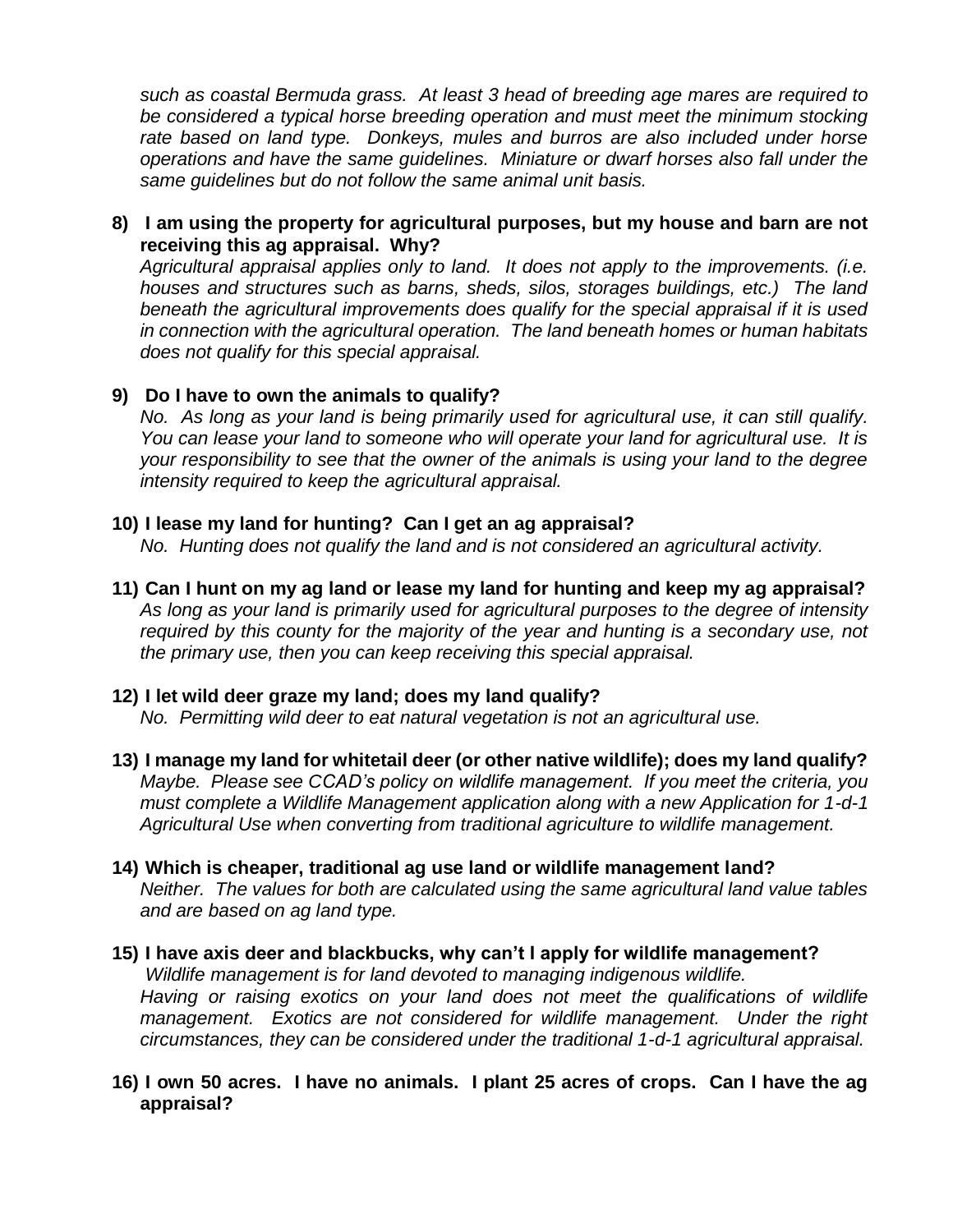*such as coastal Bermuda grass. At least 3 head of breeding age mares are required to be considered a typical horse breeding operation and must meet the minimum stocking rate based on land type. Donkeys, mules and burros are also included under horse operations and have the same guidelines. Miniature or dwarf horses also fall under the same guidelines but do not follow the same animal unit basis.*

**8) I am using the property for agricultural purposes, but my house and barn are not receiving this ag appraisal. Why?**

*Agricultural appraisal applies only to land. It does not apply to the improvements. (i.e. houses and structures such as barns, sheds, silos, storages buildings, etc.) The land beneath the agricultural improvements does qualify for the special appraisal if it is used in connection with the agricultural operation. The land beneath homes or human habitats does not qualify for this special appraisal.*

**9) Do I have to own the animals to qualify?**

*No. As long as your land is being primarily used for agricultural use, it can still qualify. You can lease your land to someone who will operate your land for agricultural use. It is your responsibility to see that the owner of the animals is using your land to the degree intensity required to keep the agricultural appraisal.*

**10) I lease my land for hunting? Can I get an ag appraisal?**

*No. Hunting does not qualify the land and is not considered an agricultural activity.*

**11) Can I hunt on my ag land or lease my land for hunting and keep my ag appraisal?**

*As long as your land is primarily used for agricultural purposes to the degree of intensity required by this county for the majority of the year and hunting is a secondary use, not the primary use, then you can keep receiving this special appraisal.*

**12) I let wild deer graze my land; does my land qualify?**

*No. Permitting wild deer to eat natural vegetation is not an agricultural use.*

**13) I manage my land for whitetail deer (or other native wildlife); does my land qualify?**

*Maybe. Please see CCAD's policy on wildlife management. If you meet the criteria, you must complete a Wildlife Management application along with a new Application for 1-d-1 Agricultural Use when converting from traditional agriculture to wildlife management.*

**14) Which is cheaper, traditional ag use land or wildlife management land?**

*Neither. The values for both are calculated using the same agricultural land value tables and are based on ag land type.*

**15) I have axis deer and blackbucks, why can't I apply for wildlife management?**

*Wildlife management is for land devoted to managing indigenous wildlife. Having or raising exotics on your land does not meet the qualifications of wildlife management. Exotics are not considered for wildlife management. Under the right circumstances, they can be considered under the traditional 1-d-1 agricultural appraisal.*

**16) I own 50 acres. I have no animals. I plant 25 acres of crops. Can I have the ag appraisal?**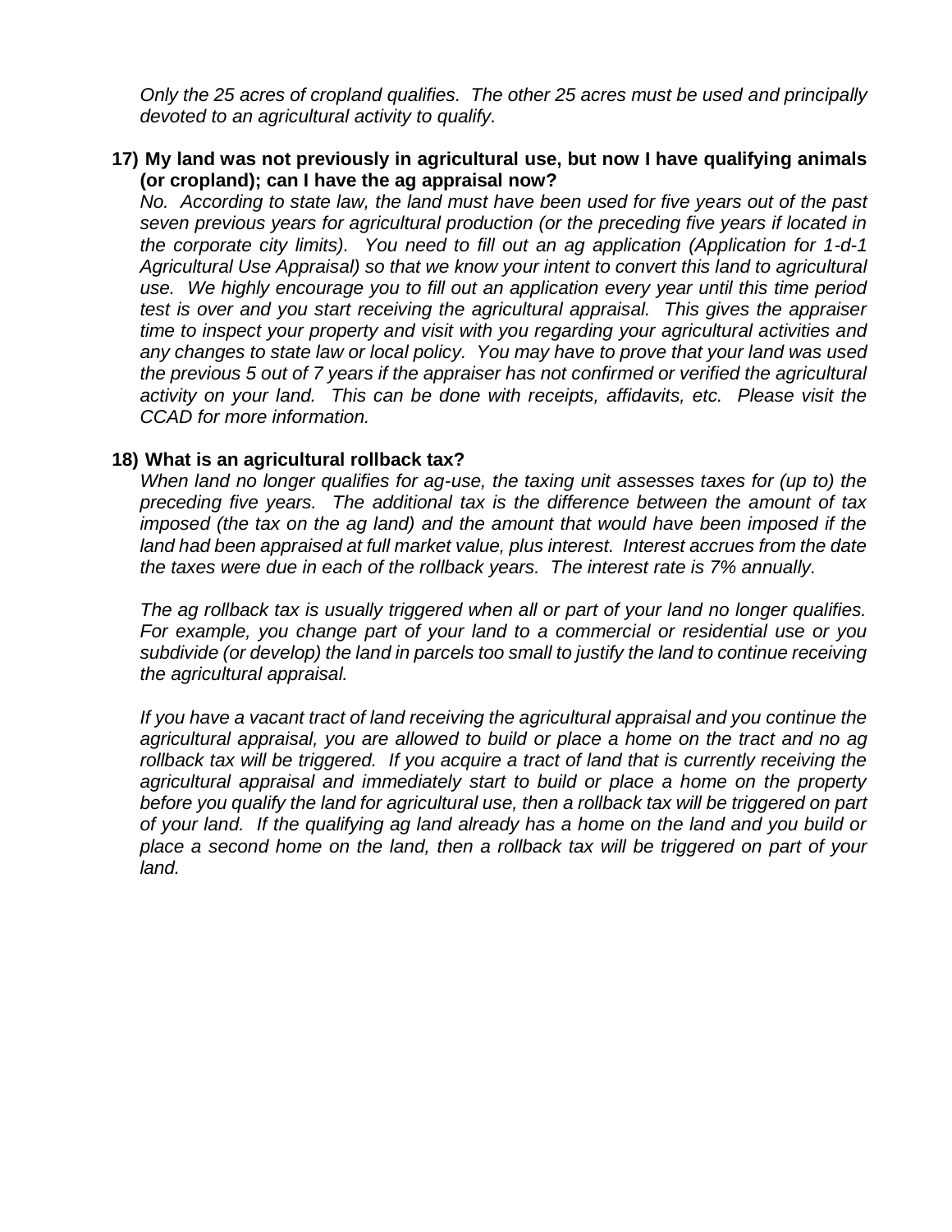*Only the 25 acres of cropland qualifies. The other 25 acres must be used and principally devoted to an agricultural activity to qualify.*

**17) My land was not previously in agricultural use, but now I have qualifying animals (or cropland); can I have the ag appraisal now?**

*No. According to state law, the land must have been used for five years out of the past seven previous years for agricultural production (or the preceding five years if located in the corporate city limits). You need to fill out an ag application (Application for 1-d-1 Agricultural Use Appraisal) so that we know your intent to convert this land to agricultural use. We highly encourage you to fill out an application every year until this time period test is over and you start receiving the agricultural appraisal. This gives the appraiser time to inspect your property and visit with you regarding your agricultural activities and any changes to state law or local policy. You may have to prove that your land was used the previous 5 out of 7 years if the appraiser has not confirmed or verified the agricultural activity on your land. This can be done with receipts, affidavits, etc. Please visit the CCAD for more information.*

**18) What is an agricultural rollback tax?**

*When land no longer qualifies for ag-use, the taxing unit assesses taxes for (up to) the preceding five years. The additional tax is the difference between the amount of tax imposed (the tax on the ag land) and the amount that would have been imposed if the land had been appraised at full market value, plus interest. Interest accrues from the date the taxes were due in each of the rollback years. The interest rate is 7% annually.*

*The ag rollback tax is usually triggered when all or part of your land no longer qualifies. For example, you change part of your land to a commercial or residential use or you subdivide (or develop) the land in parcels too small to justify the land to continue receiving the agricultural appraisal.*

*If you have a vacant tract of land receiving the agricultural appraisal and you continue the agricultural appraisal, you are allowed to build or place a home on the tract and no ag rollback tax will be triggered. If you acquire a tract of land that is currently receiving the agricultural appraisal and immediately start to build or place a home on the property before you qualify the land for agricultural use, then a rollback tax will be triggered on part of your land. If the qualifying ag land already has a home on the land and you build or place a second home on the land, then a rollback tax will be triggered on part of your land.*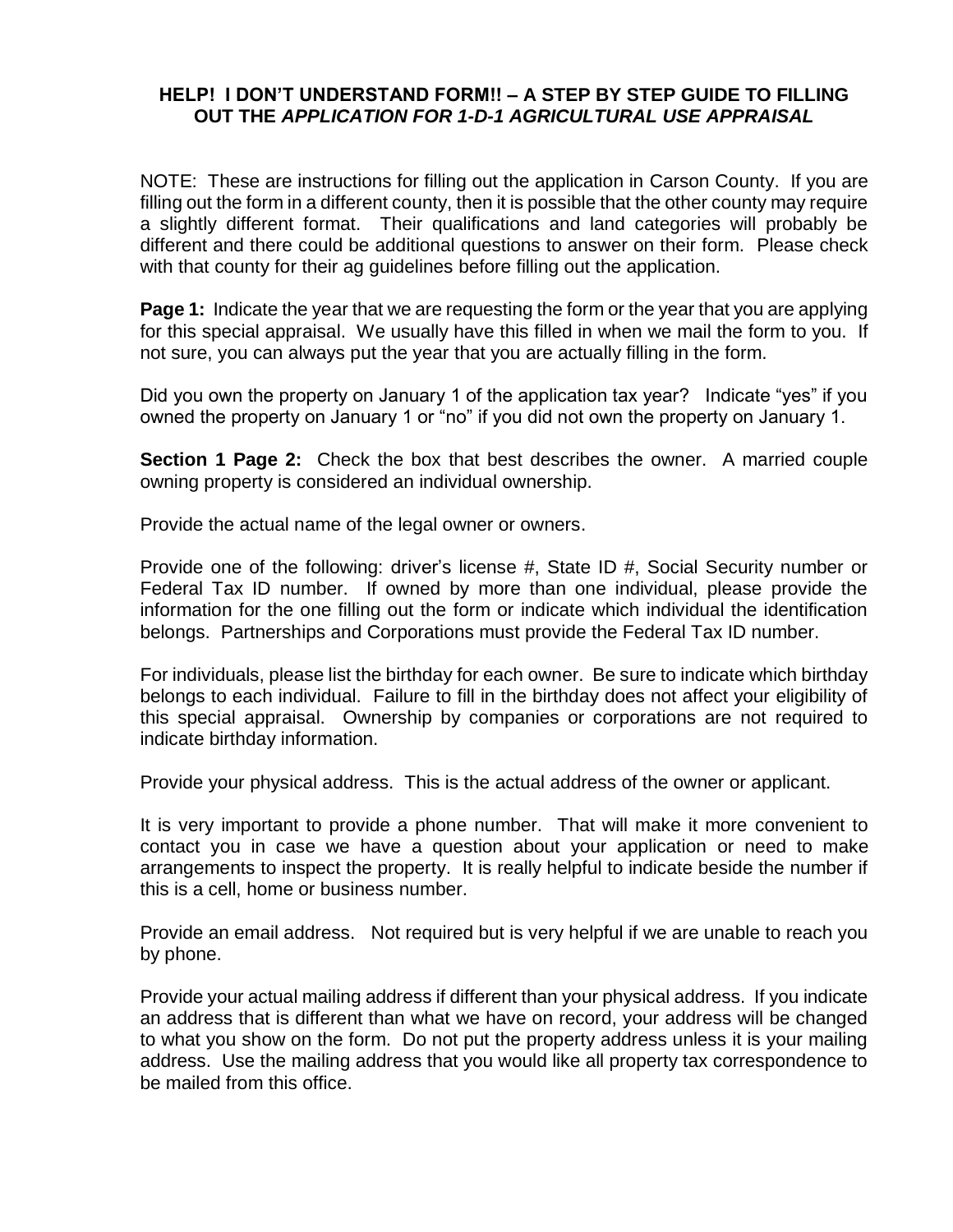### HELP! I DON'T UNDERSTAND FORM!! – A STEP BY STEP GUIDE TO FILLING OUT THE *APPLICATION FOR 1-D-1 AGRICULTURAL USE APPRAISAL*

NOTE: These are instructions for filling out the application in Carson County. If you are filling out the form in a different county, then it is possible that the other county may require a slightly different format. Their qualifications and land categories will probably be different and there could be additional questions to answer on their form. Please check with that county for their ag guidelines before filling out the application.

**Page 1:** Indicate the year that we are requesting the form or the year that you are applying for this special appraisal. We usually have this filled in when we mail the form to you. If not sure, you can always put the year that you are actually filling in the form.

Did you own the property on January 1 of the application tax year? Indicate "yes" if you owned the property on January 1 or "no" if you did not own the property on January 1.

**Section 1 Page 2:** Check the box that best describes the owner. A married couple owning property is considered an individual ownership.

Provide the actual name of the legal owner or owners.

Provide one of the following: driver's license #, State ID #, Social Security number or Federal Tax ID number. If owned by more than one individual, please provide the information for the one filling out the form or indicate which individual the identification belongs. Partnerships and Corporations must provide the Federal Tax ID number.

For individuals, please list the birthday for each owner. Be sure to indicate which birthday belongs to each individual. Failure to fill in the birthday does not affect your eligibility of this special appraisal. Ownership by companies or corporations are not required to indicate birthday information.

Provide your physical address. This is the actual address of the owner or applicant.

It is very important to provide a phone number. That will make it more convenient to contact you in case we have a question about your application or need to make arrangements to inspect the property. It is really helpful to indicate beside the number if this is a cell, home or business number.

Provide an email address. Not required but is very helpful if we are unable to reach you by phone.

Provide your actual mailing address if different than your physical address. If you indicate an address that is different than what we have on record, your address will be changed to what you show on the form. Do not put the property address unless it is your mailing address. Use the mailing address that you would like all property tax correspondence to be mailed from this office.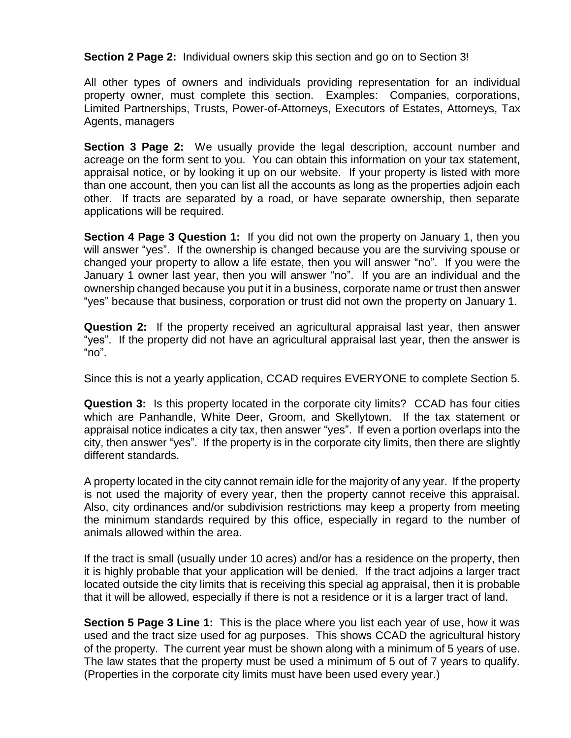**Section 2 Page 2:** Individual owners skip this section and go on to Section 3!

All other types of owners and individuals providing representation for an individual property owner, must complete this section. Examples: Companies, corporations, Limited Partnerships, Trusts, Power-of-Attorneys, Executors of Estates, Attorneys, Tax Agents, managers

**Section 3 Page 2:** We usually provide the legal description, account number and acreage on the form sent to you. You can obtain this information on your tax statement, appraisal notice, or by looking it up on our website. If your property is listed with more than one account, then you can list all the accounts as long as the properties adjoin each other. If tracts are separated by a road, or have separate ownership, then separate applications will be required.

**Section 4 Page 3 Question 1:** If you did not own the property on January 1, then you will answer "yes". If the ownership is changed because you are the surviving spouse or changed your property to allow a life estate, then you will answer "no". If you were the January 1 owner last year, then you will answer "no". If you are an individual and the ownership changed because you put it in a business, corporate name or trust then answer "yes" because that business, corporation or trust did not own the property on January 1.

**Question 2:** If the property received an agricultural appraisal last year, then answer "yes". If the property did not have an agricultural appraisal last year, then the answer is "no".

Since this is not a yearly application, CCAD requires EVERYONE to complete Section 5.

**Question 3:** Is this property located in the corporate city limits? CCAD has four cities which are Panhandle, White Deer, Groom, and Skellytown. If the tax statement or appraisal notice indicates a city tax, then answer "yes". If even a portion overlaps into the city, then answer "yes". If the property is in the corporate city limits, then there are slightly different standards.

A property located in the city cannot remain idle for the majority of any year. If the property is not used the majority of every year, then the property cannot receive this appraisal. Also, city ordinances and/or subdivision restrictions may keep a property from meeting the minimum standards required by this office, especially in regard to the number of animals allowed within the area.

If the tract is small (usually under 10 acres) and/or has a residence on the property, then it is highly probable that your application will be denied. If the tract adjoins a larger tract located outside the city limits that is receiving this special ag appraisal, then it is probable that it will be allowed, especially if there is not a residence or it is a larger tract of land.

**Section 5 Page 3 Line 1:** This is the place where you list each year of use, how it was used and the tract size used for ag purposes. This shows CCAD the agricultural history of the property. The current year must be shown along with a minimum of 5 years of use. The law states that the property must be used a minimum of 5 out of 7 years to qualify. (Properties in the corporate city limits must have been used every year.)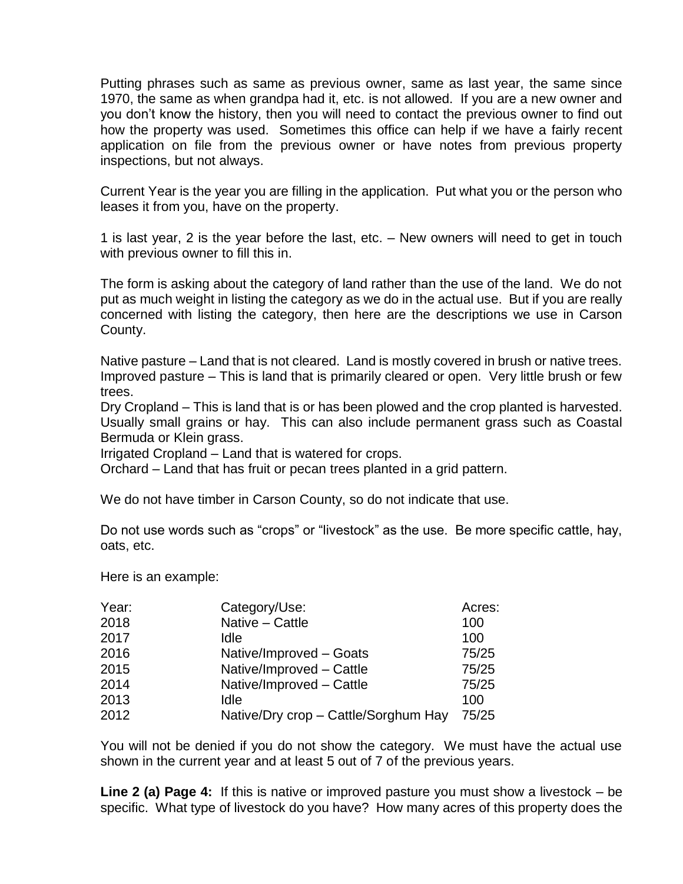Putting phrases such as same as previous owner, same as last year, the same since 1970, the same as when grandpa had it, etc. is not allowed. If you are a new owner and you don't know the history, then you will need to contact the previous owner to find out how the property was used. Sometimes this office can help if we have a fairly recent application on file from the previous owner or have notes from previous property inspections, but not always.

Current Year is the year you are filling in the application. Put what you or the person who leases it from you, have on the property.

1 is last year, 2 is the year before the last, etc. – New owners will need to get in touch with previous owner to fill this in.

The form is asking about the category of land rather than the use of the land. We do not put as much weight in listing the category as we do in the actual use. But if you are really concerned with listing the category, then here are the descriptions we use in Carson County.

Native pasture – Land that is not cleared. Land is mostly covered in brush or native trees.
Improved pasture – This is land that is primarily cleared or open. Very little brush or few trees.
Dry Cropland – This is land that is or has been plowed and the crop planted is harvested. Usually small grains or hay. This can also include permanent grass such as Coastal Bermuda or Klein grass.
Irrigated Cropland – Land that is watered for crops.
Orchard – Land that has fruit or pecan trees planted in a grid pattern.

We do not have timber in Carson County, so do not indicate that use.

Do not use words such as "crops" or "livestock" as the use. Be more specific cattle, hay, oats, etc.

Here is an example:

| Year: | Category/Use: | Acres: |
|---|---|---|
| 2018 | Native – Cattle | 100 |
| 2017 | Idle | 100 |
| 2016 | Native/Improved – Goats | 75/25 |
| 2015 | Native/Improved – Cattle | 75/25 |
| 2014 | Native/Improved – Cattle | 75/25 |
| 2013 | Idle | 100 |
| 2012 | Native/Dry crop – Cattle/Sorghum Hay | 75/25 |

You will not be denied if you do not show the category. We must have the actual use shown in the current year and at least 5 out of 7 of the previous years.

**Line 2 (a) Page 4:** If this is native or improved pasture you must show a livestock – be specific. What type of livestock do you have? How many acres of this property does the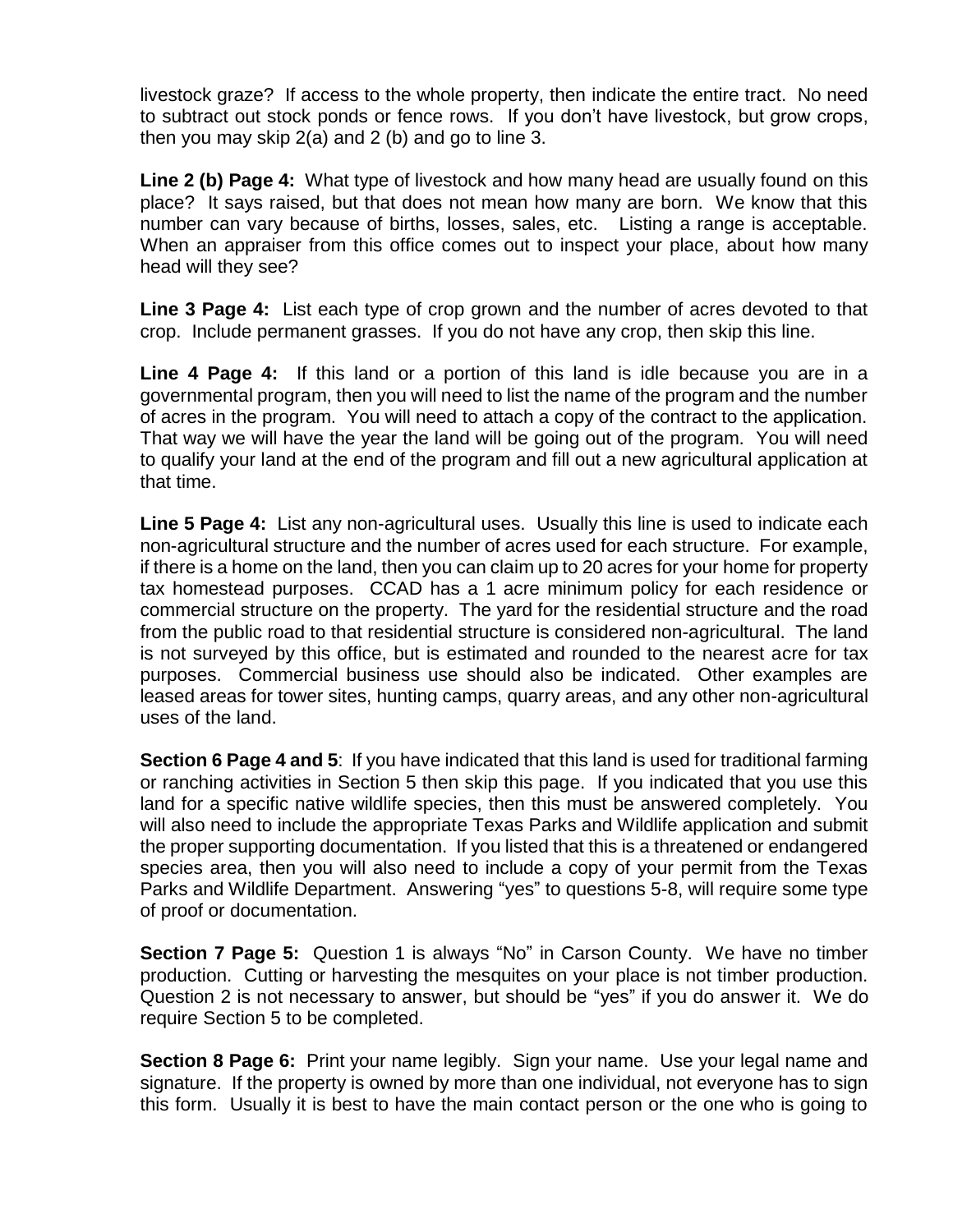livestock graze? If access to the whole property, then indicate the entire tract. No need to subtract out stock ponds or fence rows. If you don't have livestock, but grow crops, then you may skip 2(a) and 2 (b) and go to line 3.

**Line 2 (b) Page 4:** What type of livestock and how many head are usually found on this place? It says raised, but that does not mean how many are born. We know that this number can vary because of births, losses, sales, etc. Listing a range is acceptable. When an appraiser from this office comes out to inspect your place, about how many head will they see?

**Line 3 Page 4:** List each type of crop grown and the number of acres devoted to that crop. Include permanent grasses. If you do not have any crop, then skip this line.

**Line 4 Page 4:** If this land or a portion of this land is idle because you are in a governmental program, then you will need to list the name of the program and the number of acres in the program. You will need to attach a copy of the contract to the application. That way we will have the year the land will be going out of the program. You will need to qualify your land at the end of the program and fill out a new agricultural application at that time.

**Line 5 Page 4:** List any non-agricultural uses. Usually this line is used to indicate each non-agricultural structure and the number of acres used for each structure. For example, if there is a home on the land, then you can claim up to 20 acres for your home for property tax homestead purposes. CCAD has a 1 acre minimum policy for each residence or commercial structure on the property. The yard for the residential structure and the road from the public road to that residential structure is considered non-agricultural. The land is not surveyed by this office, but is estimated and rounded to the nearest acre for tax purposes. Commercial business use should also be indicated. Other examples are leased areas for tower sites, hunting camps, quarry areas, and any other non-agricultural uses of the land.

**Section 6 Page 4 and 5**: If you have indicated that this land is used for traditional farming or ranching activities in Section 5 then skip this page. If you indicated that you use this land for a specific native wildlife species, then this must be answered completely. You will also need to include the appropriate Texas Parks and Wildlife application and submit the proper supporting documentation. If you listed that this is a threatened or endangered species area, then you will also need to include a copy of your permit from the Texas Parks and Wildlife Department. Answering "yes" to questions 5-8, will require some type of proof or documentation.

**Section 7 Page 5:** Question 1 is always "No" in Carson County. We have no timber production. Cutting or harvesting the mesquites on your place is not timber production. Question 2 is not necessary to answer, but should be "yes" if you do answer it. We do require Section 5 to be completed.

**Section 8 Page 6:** Print your name legibly. Sign your name. Use your legal name and signature. If the property is owned by more than one individual, not everyone has to sign this form. Usually it is best to have the main contact person or the one who is going to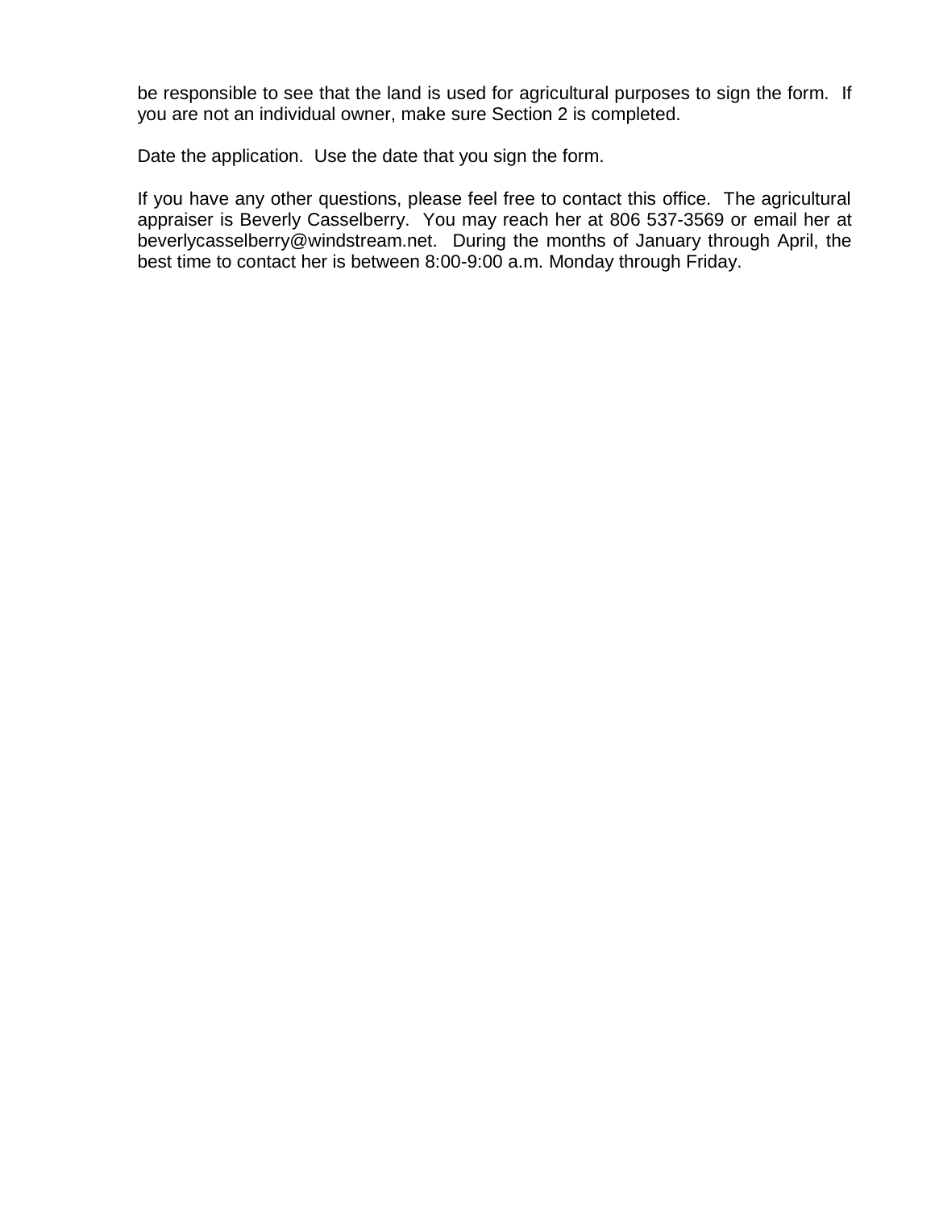be responsible to see that the land is used for agricultural purposes to sign the form. If you are not an individual owner, make sure Section 2 is completed.

Date the application. Use the date that you sign the form.

If you have any other questions, please feel free to contact this office. The agricultural appraiser is Beverly Casselberry. You may reach her at 806 537-3569 or email her at beverlycasselberry@windstream.net. During the months of January through April, the best time to contact her is between 8:00-9:00 a.m. Monday through Friday.